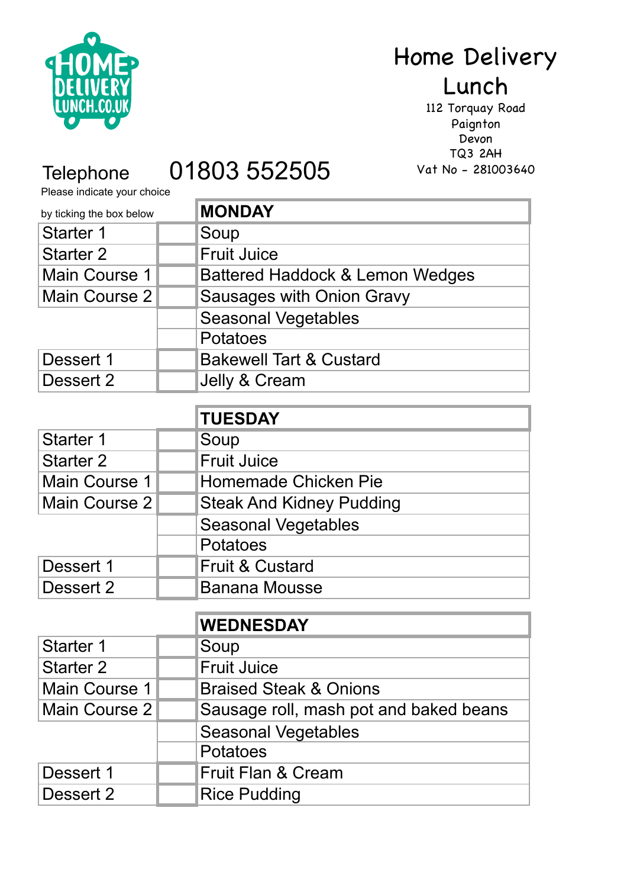# Home Delivery Lunch

112 Torquay Road
Paignton
Devon
TQ3 2AH
Vat No - 281003640

Telephone 01803 552505

Please indicate your choice by ticking the box below

| | | MONDAY |
|---|---|---|
| Starter 1 | | Soup |
| Starter 2 | | Fruit Juice |
| Main Course 1 | | Battered Haddock & Lemon Wedges |
| Main Course 2 | | Sausages with Onion Gravy |
| | | Seasonal Vegetables |
| | | Potatoes |
| Dessert 1 | | Bakewell Tart & Custard |
| Dessert 2 | | Jelly & Cream |

| | | TUESDAY |
|---|---|---|
| Starter 1 | | Soup |
| Starter 2 | | Fruit Juice |
| Main Course 1 | | Homemade Chicken Pie |
| Main Course 2 | | Steak And Kidney Pudding |
| | | Seasonal Vegetables |
| | | Potatoes |
| Dessert 1 | | Fruit & Custard |
| Dessert 2 | | Banana Mousse |

| | | WEDNESDAY |
|---|---|---|
| Starter 1 | | Soup |
| Starter 2 | | Fruit Juice |
| Main Course 1 | | Braised Steak & Onions |
| Main Course 2 | | Sausage roll, mash pot and baked beans |
| | | Seasonal Vegetables |
| | | Potatoes |
| Dessert 1 | | Fruit Flan & Cream |
| Dessert 2 | | Rice Pudding |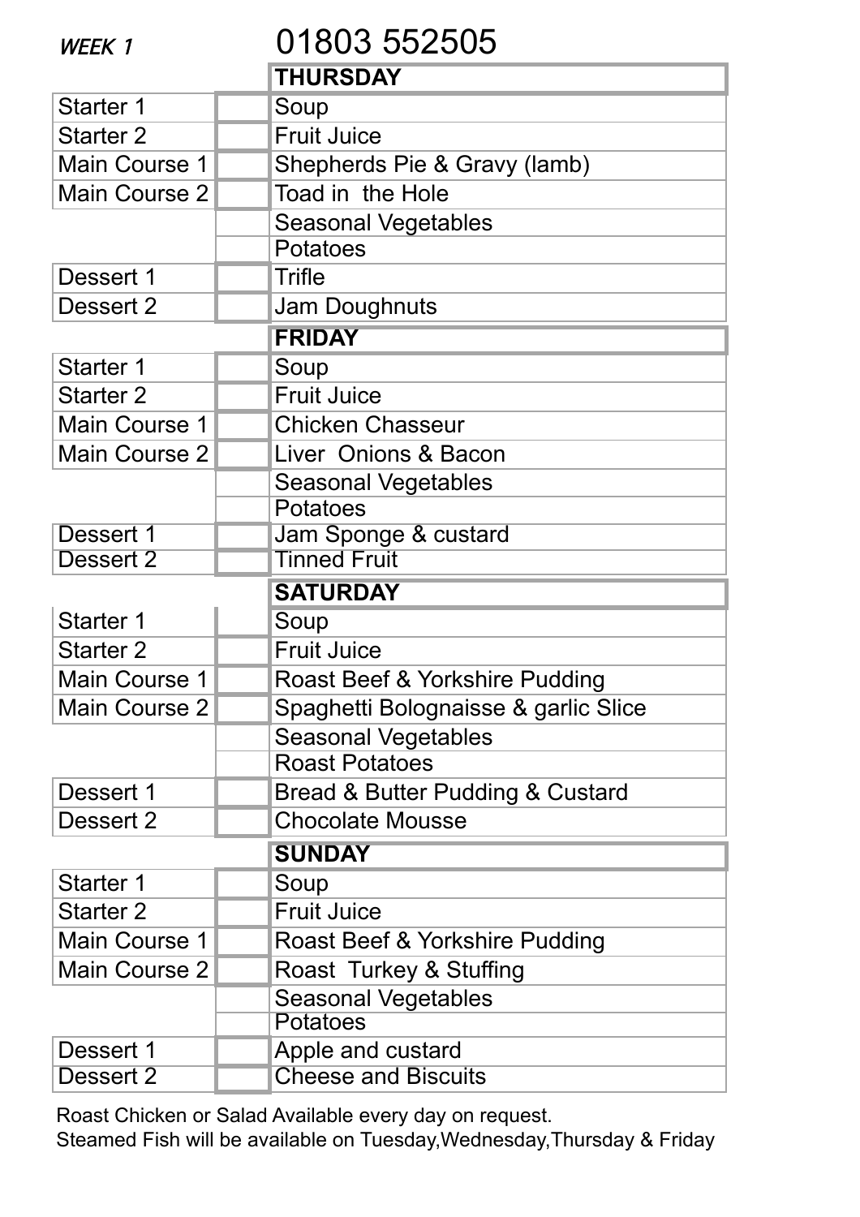*WEEK 1* 01803 552505

| | | THURSDAY |
|---|---|---|
| Starter 1 | | Soup |
| Starter 2 | | Fruit Juice |
| Main Course 1 | | Shepherds Pie & Gravy (lamb) |
| Main Course 2 | | Toad in  the Hole |
| | | Seasonal Vegetables |
| | | Potatoes |
| Dessert 1 | | Trifle |
| Dessert 2 | | Jam Doughnuts |
| | | **FRIDAY** |
| Starter 1 | | Soup |
| Starter 2 | | Fruit Juice |
| Main Course 1 | | Chicken Chasseur |
| Main Course 2 | | Liver  Onions & Bacon |
| | | Seasonal Vegetables |
| | | Potatoes |
| Dessert 1 | | Jam Sponge & custard |
| Dessert 2 | | Tinned Fruit |
| | | **SATURDAY** |
| Starter 1 | | Soup |
| Starter 2 | | Fruit Juice |
| Main Course 1 | | Roast Beef & Yorkshire Pudding |
| Main Course 2 | | Spaghetti Bolognaisse & garlic Slice |
| | | Seasonal Vegetables |
| | | Roast Potatoes |
| Dessert 1 | | Bread & Butter Pudding & Custard |
| Dessert 2 | | Chocolate Mousse |
| | | **SUNDAY** |
| Starter 1 | | Soup |
| Starter 2 | | Fruit Juice |
| Main Course 1 | | Roast Beef & Yorkshire Pudding |
| Main Course 2 | | Roast  Turkey & Stuffing |
| | | Seasonal Vegetables |
| | | Potatoes |
| Dessert 1 | | Apple and custard |
| Dessert 2 | | Cheese and Biscuits |

Roast Chicken or Salad Available every day on request.
Steamed Fish will be available on Tuesday,Wednesday,Thursday & Friday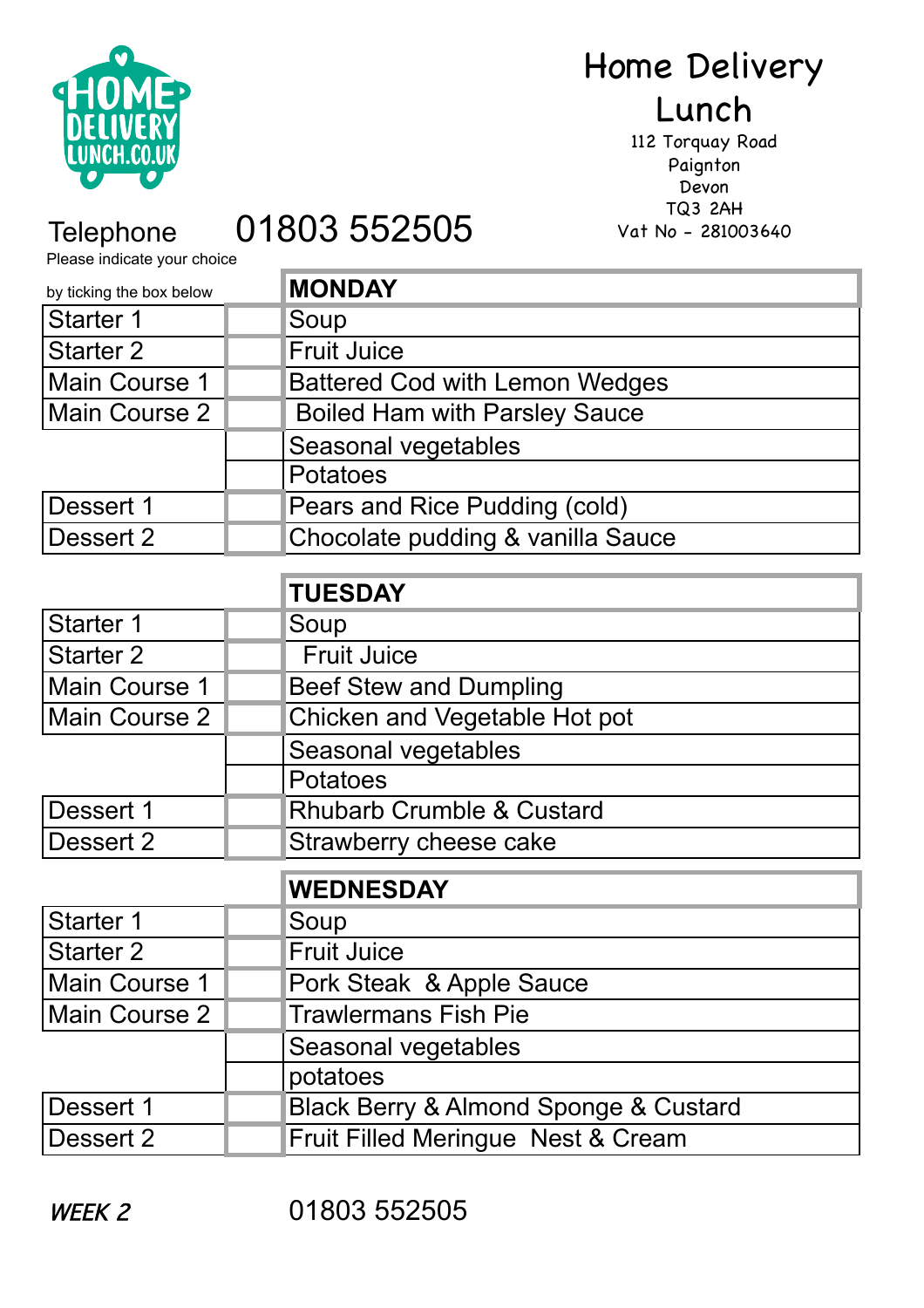HOME DELIVERY LUNCH.CO.UK

# Home Delivery Lunch

112 Torquay Road
Paignton
Devon
TQ3 2AH
Vat No - 281003640

Telephone 01803 552505

Please indicate your choice by ticking the box below

| | | MONDAY |
|---|---|---|
| Starter 1 | | Soup |
| Starter 2 | | Fruit Juice |
| Main Course 1 | | Battered Cod with Lemon Wedges |
| Main Course 2 | | Boiled Ham with Parsley Sauce |
| | | Seasonal vegetables |
| | | Potatoes |
| Dessert 1 | | Pears and Rice Pudding (cold) |
| Dessert 2 | | Chocolate pudding & vanilla Sauce |

| | | TUESDAY |
|---|---|---|
| Starter 1 | | Soup |
| Starter 2 | | Fruit Juice |
| Main Course 1 | | Beef Stew and Dumpling |
| Main Course 2 | | Chicken and Vegetable Hot pot |
| | | Seasonal vegetables |
| | | Potatoes |
| Dessert 1 | | Rhubarb Crumble & Custard |
| Dessert 2 | | Strawberry cheese cake |

| | | WEDNESDAY |
|---|---|---|
| Starter 1 | | Soup |
| Starter 2 | | Fruit Juice |
| Main Course 1 | | Pork Steak & Apple Sauce |
| Main Course 2 | | Trawlermans Fish Pie |
| | | Seasonal vegetables |
| | | potatoes |
| Dessert 1 | | Black Berry & Almond Sponge & Custard |
| Dessert 2 | | Fruit Filled Meringue Nest & Cream |

*WEEK 2* 01803 552505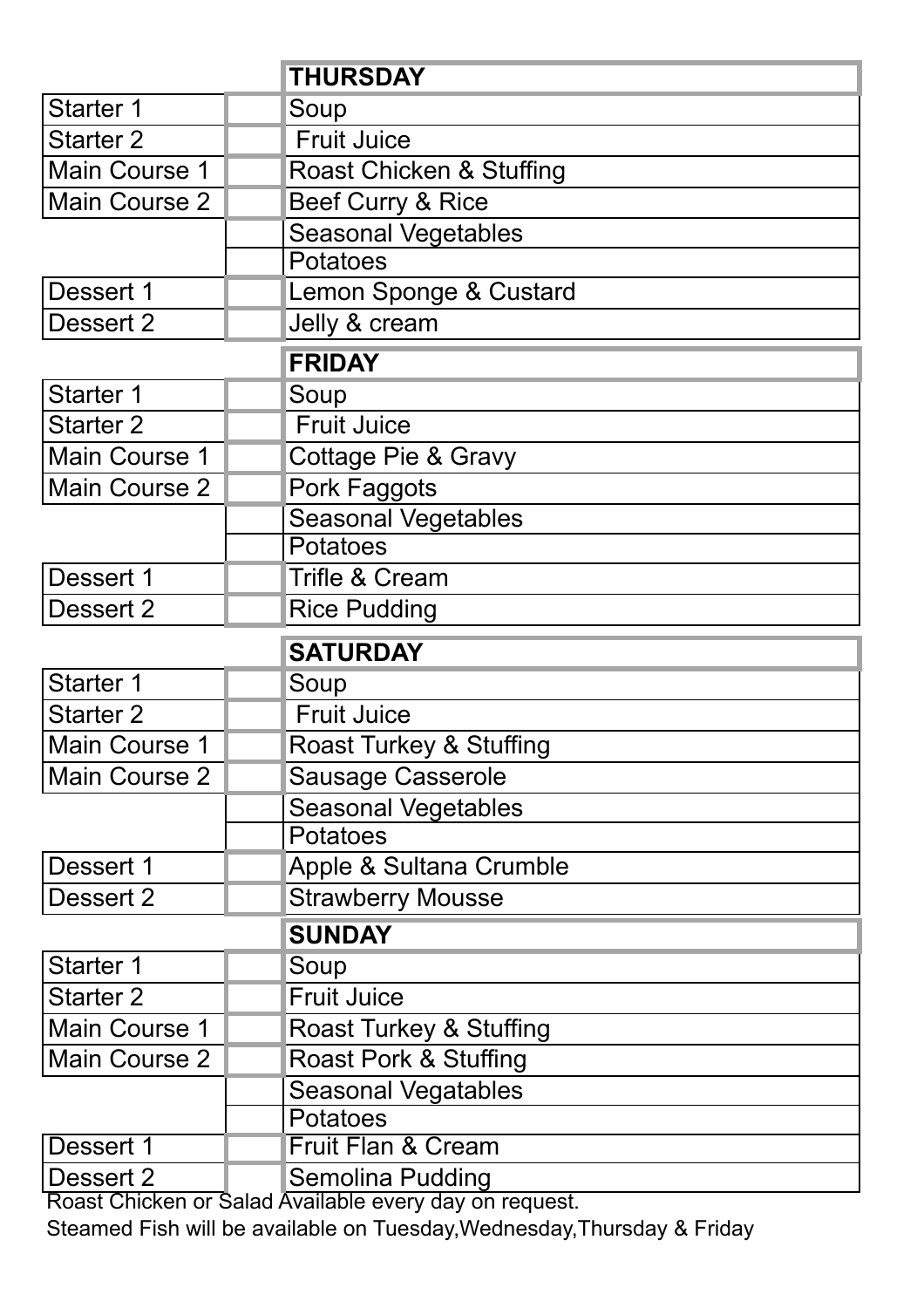| | | THURSDAY |
|---|---|---|
| Starter 1 | | Soup |
| Starter 2 | | Fruit Juice |
| Main Course 1 | | Roast Chicken & Stuffing |
| Main Course 2 | | Beef Curry & Rice |
| | | Seasonal Vegetables |
| | | Potatoes |
| Dessert 1 | | Lemon Sponge & Custard |
| Dessert 2 | | Jelly & cream |

| | | FRIDAY |
|---|---|---|
| Starter 1 | | Soup |
| Starter 2 | | Fruit Juice |
| Main Course 1 | | Cottage Pie & Gravy |
| Main Course 2 | | Pork Faggots |
| | | Seasonal Vegetables |
| | | Potatoes |
| Dessert 1 | | Trifle & Cream |
| Dessert 2 | | Rice Pudding |

| | | SATURDAY |
|---|---|---|
| Starter 1 | | Soup |
| Starter 2 | | Fruit Juice |
| Main Course 1 | | Roast Turkey & Stuffing |
| Main Course 2 | | Sausage Casserole |
| | | Seasonal Vegetables |
| | | Potatoes |
| Dessert 1 | | Apple & Sultana Crumble |
| Dessert 2 | | Strawberry Mousse |

| | | SUNDAY |
|---|---|---|
| Starter 1 | | Soup |
| Starter 2 | | Fruit Juice |
| Main Course 1 | | Roast Turkey & Stuffing |
| Main Course 2 | | Roast Pork & Stuffing |
| | | Seasonal Vegatables |
| | | Potatoes |
| Dessert 1 | | Fruit Flan & Cream |
| Dessert 2 | | Semolina Pudding |

Roast Chicken or Salad Available every day on request.

Steamed Fish will be available on Tuesday,Wednesday,Thursday & Friday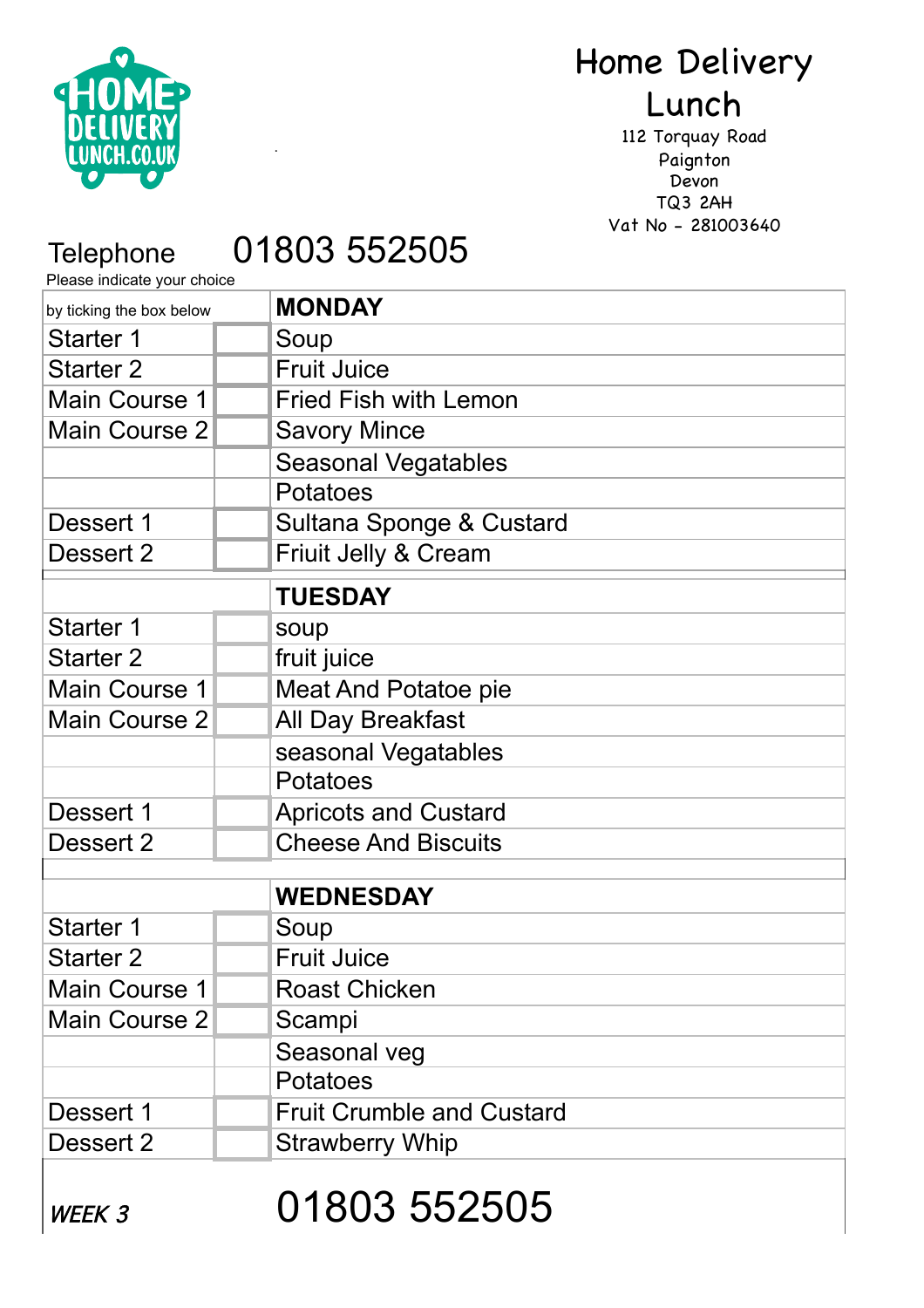# Home Delivery Lunch

112 Torquay Road
Paignton
Devon
TQ3 2AH
Vat No - 281003640

Telephone 01803 552505

Please indicate your choice

| by ticking the box below | | MONDAY |
|---|---|---|
| Starter 1 | | Soup |
| Starter 2 | | Fruit Juice |
| Main Course 1 | | Fried Fish with Lemon |
| Main Course 2 | | Savory Mince |
| | | Seasonal Vegatables |
| | | Potatoes |
| Dessert 1 | | Sultana Sponge & Custard |
| Dessert 2 | | Friuit Jelly & Cream |
| | | **TUESDAY** |
| Starter 1 | | soup |
| Starter 2 | | fruit juice |
| Main Course 1 | | Meat And Potatoe pie |
| Main Course 2 | | All Day Breakfast |
| | | seasonal Vegatables |
| | | Potatoes |
| Dessert 1 | | Apricots and Custard |
| Dessert 2 | | Cheese And Biscuits |
| | | **WEDNESDAY** |
| Starter 1 | | Soup |
| Starter 2 | | Fruit Juice |
| Main Course 1 | | Roast Chicken |
| Main Course 2 | | Scampi |
| | | Seasonal veg |
| | | Potatoes |
| Dessert 1 | | Fruit Crumble and Custard |
| Dessert 2 | | Strawberry Whip |

*WEEK 3* 01803 552505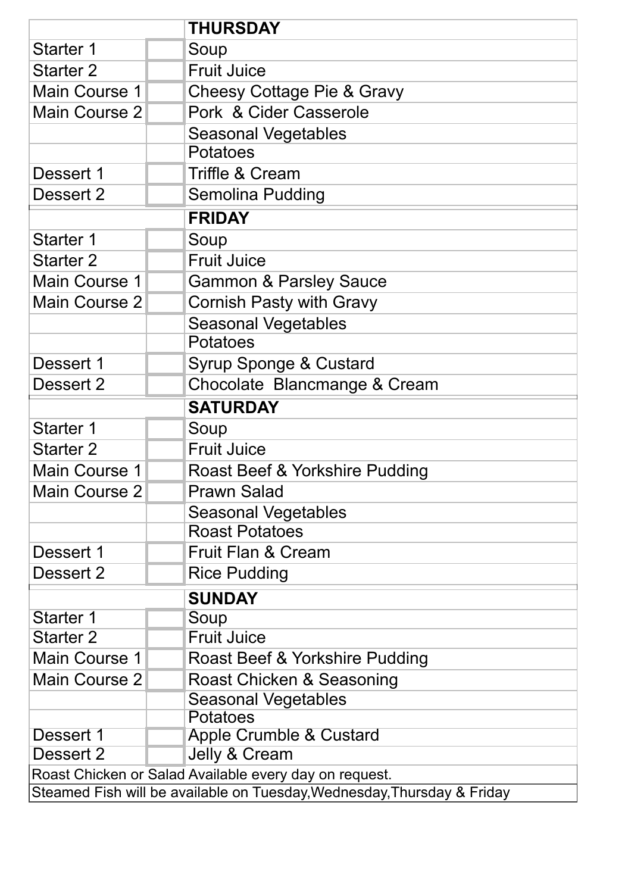| | | THURSDAY |
|---|---|---|
| Starter 1 | | Soup |
| Starter 2 | | Fruit Juice |
| Main Course 1 | | Cheesy Cottage Pie & Gravy |
| Main Course 2 | | Pork & Cider Casserole |
| | | Seasonal Vegetables |
| | | Potatoes |
| Dessert 1 | | Triffle & Cream |
| Dessert 2 | | Semolina Pudding |
| | | **FRIDAY** |
| Starter 1 | | Soup |
| Starter 2 | | Fruit Juice |
| Main Course 1 | | Gammon & Parsley Sauce |
| Main Course 2 | | Cornish Pasty with Gravy |
| | | Seasonal Vegetables |
| | | Potatoes |
| Dessert 1 | | Syrup Sponge & Custard |
| Dessert 2 | | Chocolate Blancmange & Cream |
| | | **SATURDAY** |
| Starter 1 | | Soup |
| Starter 2 | | Fruit Juice |
| Main Course 1 | | Roast Beef & Yorkshire Pudding |
| Main Course 2 | | Prawn Salad |
| | | Seasonal Vegetables |
| | | Roast Potatoes |
| Dessert 1 | | Fruit Flan & Cream |
| Dessert 2 | | Rice Pudding |
| | | **SUNDAY** |
| Starter 1 | | Soup |
| Starter 2 | | Fruit Juice |
| Main Course 1 | | Roast Beef & Yorkshire Pudding |
| Main Course 2 | | Roast Chicken & Seasoning |
| | | Seasonal Vegetables |
| | | Potatoes |
| Dessert 1 | | Apple Crumble & Custard |
| Dessert 2 | | Jelly & Cream |
| Roast Chicken or Salad Available every day on request. | | |
| Steamed Fish will be available on Tuesday,Wednesday,Thursday & Friday | | |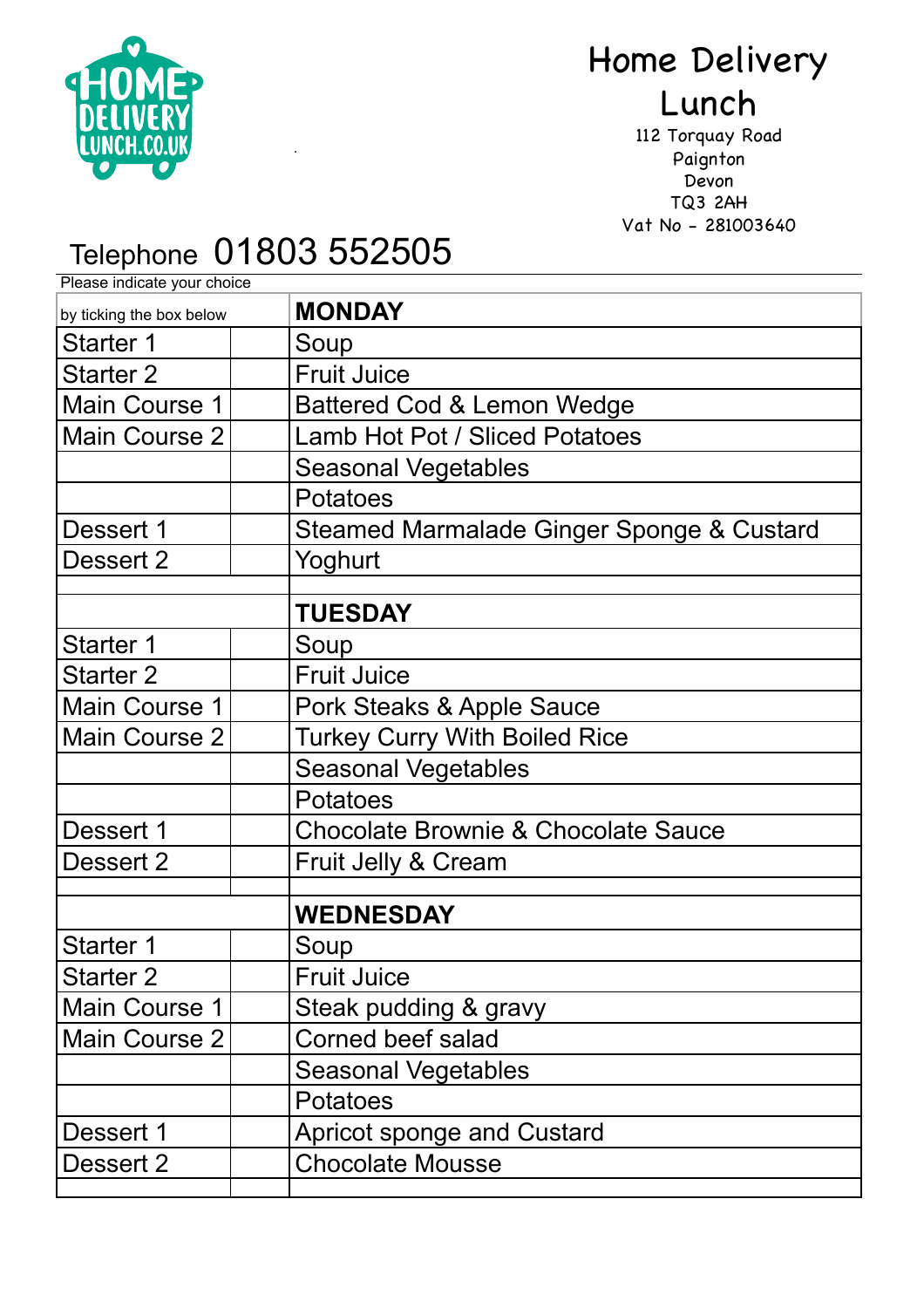# Home Delivery Lunch

112 Torquay Road
Paignton
Devon
TQ3 2AH
Vat No - 281003640

Telephone 01803 552505

Please indicate your choice

| by ticking the box below | | **MONDAY** |
|---|---|---|
| Starter 1 | | Soup |
| Starter 2 | | Fruit Juice |
| Main Course 1 | | Battered Cod & Lemon Wedge |
| Main Course 2 | | Lamb Hot Pot / Sliced Potatoes |
| | | Seasonal Vegetables |
| | | Potatoes |
| Dessert 1 | | Steamed Marmalade Ginger Sponge & Custard |
| Dessert 2 | | Yoghurt |
| | | |
| | | **TUESDAY** |
| Starter 1 | | Soup |
| Starter 2 | | Fruit Juice |
| Main Course 1 | | Pork Steaks & Apple Sauce |
| Main Course 2 | | Turkey Curry With Boiled Rice |
| | | Seasonal Vegetables |
| | | Potatoes |
| Dessert 1 | | Chocolate Brownie & Chocolate Sauce |
| Dessert 2 | | Fruit Jelly & Cream |
| | | |
| | | **WEDNESDAY** |
| Starter 1 | | Soup |
| Starter 2 | | Fruit Juice |
| Main Course 1 | | Steak pudding & gravy |
| Main Course 2 | | Corned beef salad |
| | | Seasonal Vegetables |
| | | Potatoes |
| Dessert 1 | | Apricot sponge and Custard |
| Dessert 2 | | Chocolate Mousse |
| | | |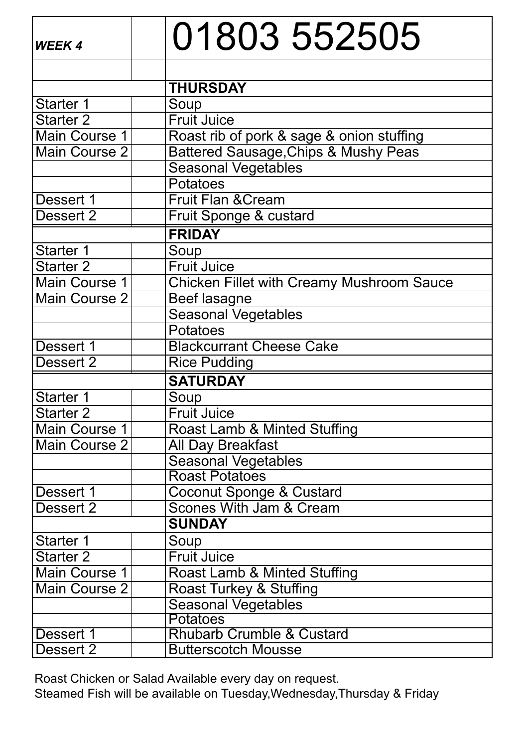| *WEEK 4* | | 01803 552505 |
| --- | --- | --- |
| | | |
| | | **THURSDAY** |
| Starter 1 | | Soup |
| Starter 2 | | Fruit Juice |
| Main Course 1 | | Roast rib of pork & sage & onion stuffing |
| Main Course 2 | | Battered Sausage,Chips & Mushy Peas |
| | | Seasonal Vegetables |
| | | Potatoes |
| Dessert 1 | | Fruit Flan &Cream |
| Dessert 2 | | Fruit Sponge & custard |
| | | **FRIDAY** |
| Starter 1 | | Soup |
| Starter 2 | | Fruit Juice |
| Main Course 1 | | Chicken Fillet with Creamy Mushroom Sauce |
| Main Course 2 | | Beef lasagne |
| | | Seasonal Vegetables |
| | | Potatoes |
| Dessert 1 | | Blackcurrant Cheese Cake |
| Dessert 2 | | Rice Pudding |
| | | **SATURDAY** |
| Starter 1 | | Soup |
| Starter 2 | | Fruit Juice |
| Main Course 1 | | Roast Lamb & Minted Stuffing |
| Main Course 2 | | All Day Breakfast |
| | | Seasonal Vegetables |
| | | Roast Potatoes |
| Dessert 1 | | Coconut Sponge & Custard |
| Dessert 2 | | Scones With Jam & Cream |
| | | **SUNDAY** |
| Starter 1 | | Soup |
| Starter 2 | | Fruit Juice |
| Main Course 1 | | Roast Lamb & Minted Stuffing |
| Main Course 2 | | Roast Turkey & Stuffing |
| | | Seasonal Vegetables |
| | | Potatoes |
| Dessert 1 | | Rhubarb Crumble & Custard |
| Dessert 2 | | Butterscotch Mousse |

Roast Chicken or Salad Available every day on request.
Steamed Fish will be available on Tuesday,Wednesday,Thursday & Friday